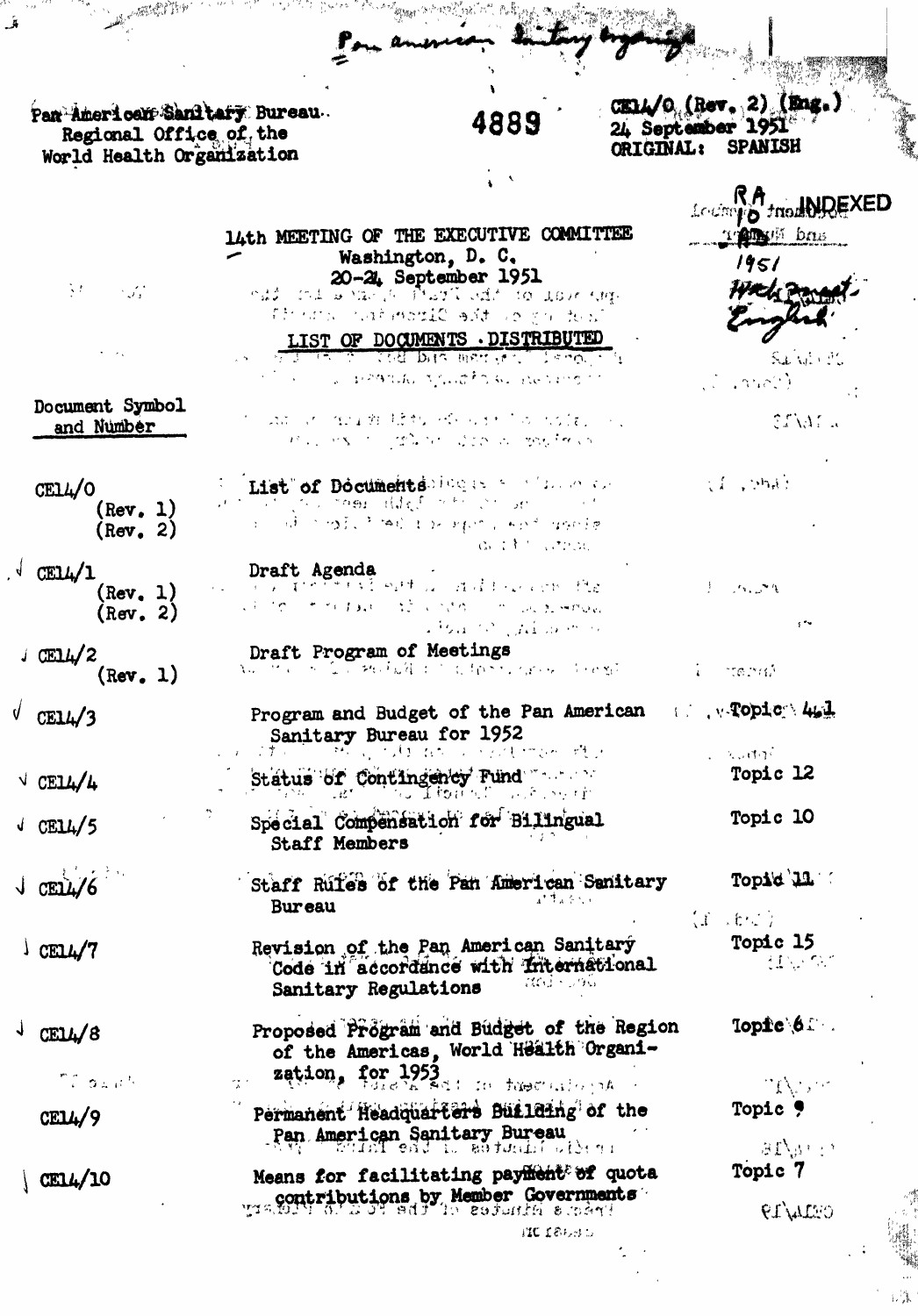Pan American Sanitary Bureau
Regional Office of the
World Health Organization

4889

CE14/0 (Rev. 2) (Eng.)
24 September 1951
ORIGINAL: SPANISH

INDEXED

# 14th MEETING OF THE EXECUTIVE COMMITTEE

Washington, D. C.
20-24 September 1951

## LIST OF DOCUMENTS DISTRIBUTED

| Document Symbol and Number | | |
|---|---|---|
| CE14/0 (Rev. 1) (Rev. 2) | List of Documents | |
| CE14/1 (Rev. 1) (Rev. 2) | Draft Agenda | |
| CE14/2 (Rev. 1) | Draft Program of Meetings | |
| CE14/3 | Program and Budget of the Pan American Sanitary Bureau for 1952 | Topic 4.1 |
| CE14/4 | Status of Contingency Fund | Topic 12 |
| CE14/5 | Special Compensation for Bilingual Staff Members | Topic 10 |
| CE14/6 | Staff Rules of the Pan American Sanitary Bureau | Topic 11 |
| CE14/7 | Revision of the Pan American Sanitary Code in accordance with International Sanitary Regulations | Topic 15 |
| CE14/8 | Proposed Program and Budget of the Region of the Americas, World Health Organization, for 1953 | Topic 6 |
| CE14/9 | Permanent Headquarters Building of the Pan American Sanitary Bureau | Topic 9 |
| CE14/10 | Means for facilitating payment of quota contributions by Member Governments | Topic 7 |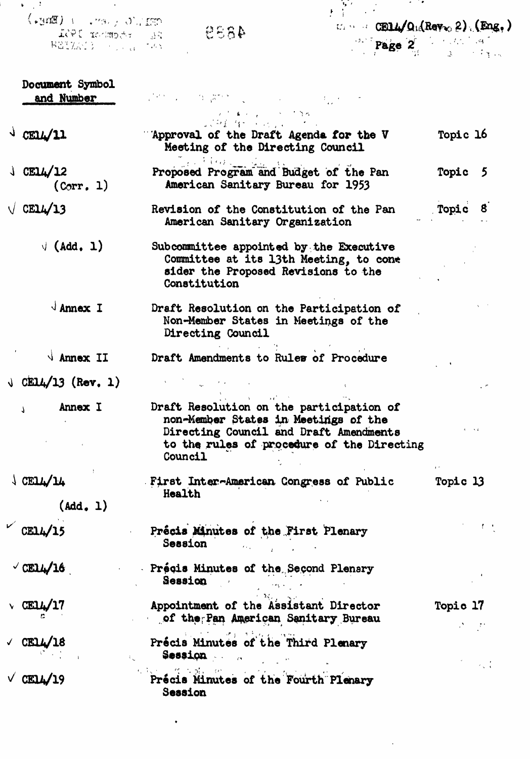| Document Symbol and Number | | |
|---|---|---|
| CE14/11 | Approval of the Draft Agenda for the V Meeting of the Directing Council | Topic 16 |
| CE14/12 (Corr. 1) | Proposed Program and Budget of the Pan American Sanitary Bureau for 1953 | Topic 5 |
| CE14/13 | Revision of the Constitution of the Pan American Sanitary Organization | Topic 8 |
| (Add. 1) | Subcommittee appointed by the Executive Committee at its 13th Meeting, to consider the Proposed Revisions to the Constitution | |
| Annex I | Draft Resolution on the Participation of Non-Member States in Meetings of the Directing Council | |
| Annex II | Draft Amendments to Rules of Procedure | |
| CE14/13 (Rev. 1) | | |
| Annex I | Draft Resolution on the participation of non-Member States in Meetings of the Directing Council and Draft Amendments to the rules of procedure of the Directing Council | |
| CE14/14 (Add. 1) | First Inter-American Congress of Public Health | Topic 13 |
| CE14/15 | Précis Minutes of the First Plenary Session | |
| CE14/16 | Précis Minutes of the Second Plenary Session | |
| CE14/17 | Appointment of the Assistant Director of the Pan American Sanitary Bureau | Topic 17 |
| CE14/18 | Précis Minutes of the Third Plenary Session | |
| CE14/19 | Précis Minutes of the Fourth Plenary Session | |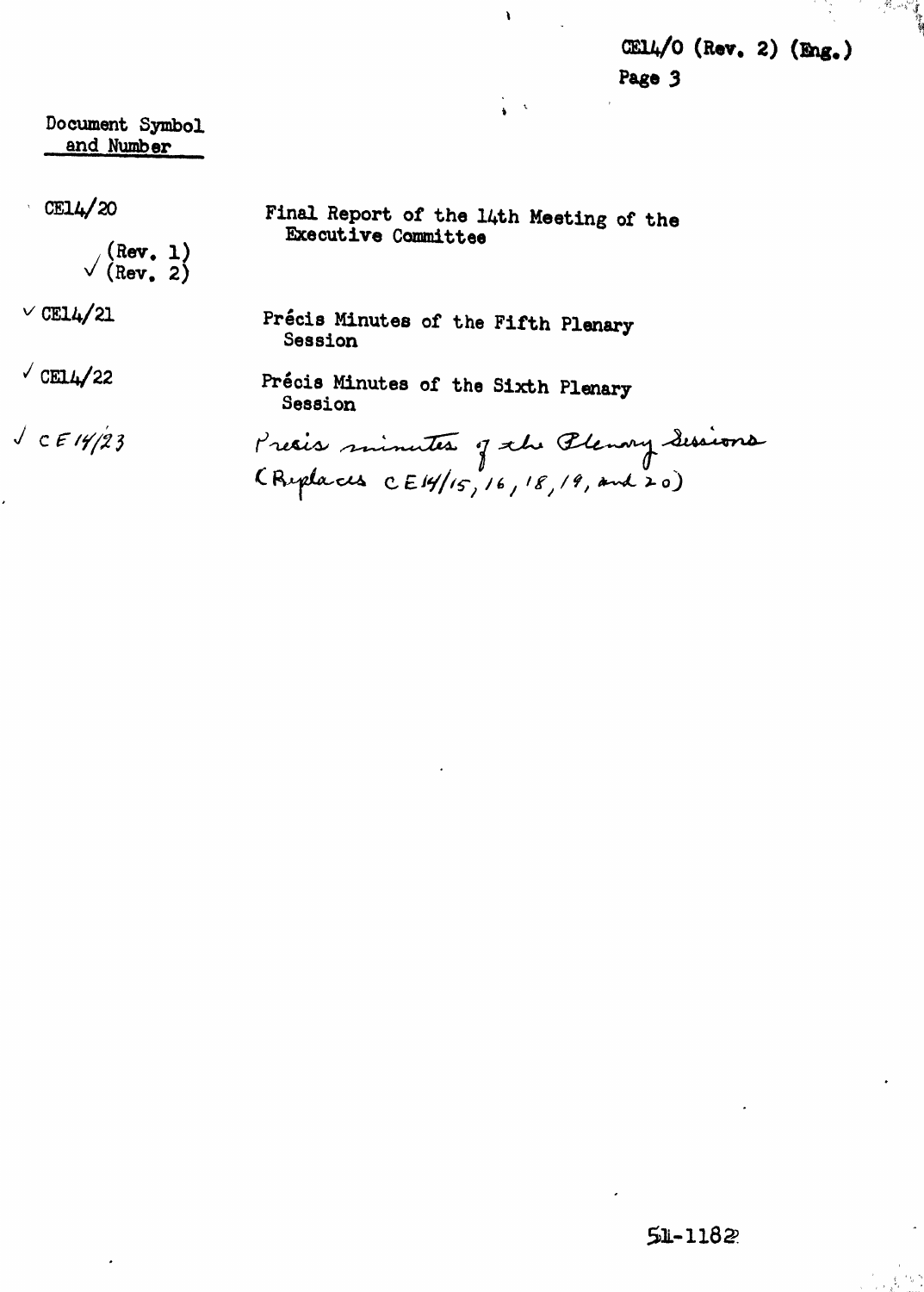| Document Symbol and Number | |
|---|---|
| CE14/20 | Final Report of the 14th Meeting of the Executive Committee |
| ✓(Rev. 1) ✓(Rev. 2) | |
| ✓ CE14/21 | Précis Minutes of the Fifth Plenary Session |
| ✓ CE14/22 | Précis Minutes of the Sixth Plenary Session |
| ✓ CE14/23 | Precis minutes of the Plenary Sessions (Replaces CE14/15, 16, 18, 19, and 20) |

51-1182